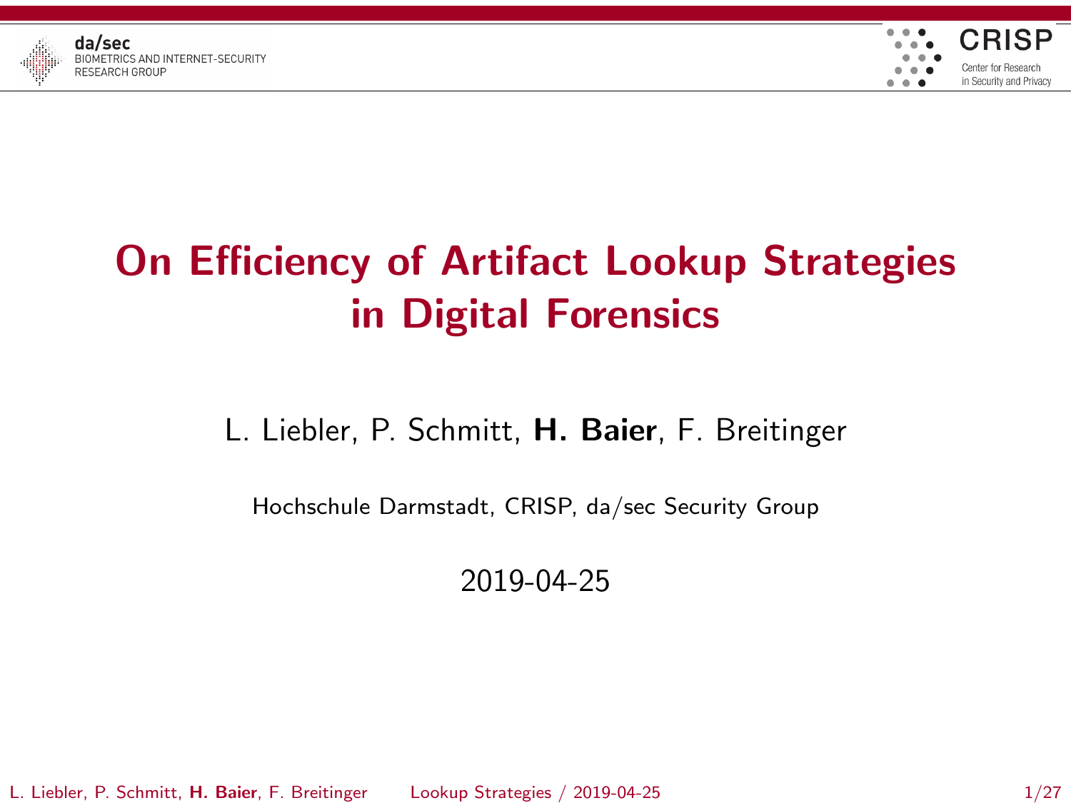# On Efficiency of Artifact Lookup Strategies in Digital Forensics

L. Liebler, P. Schmitt, **H. Baier**, F. Breitinger

Hochschule Darmstadt, CRISP, da/sec Security Group

2019-04-25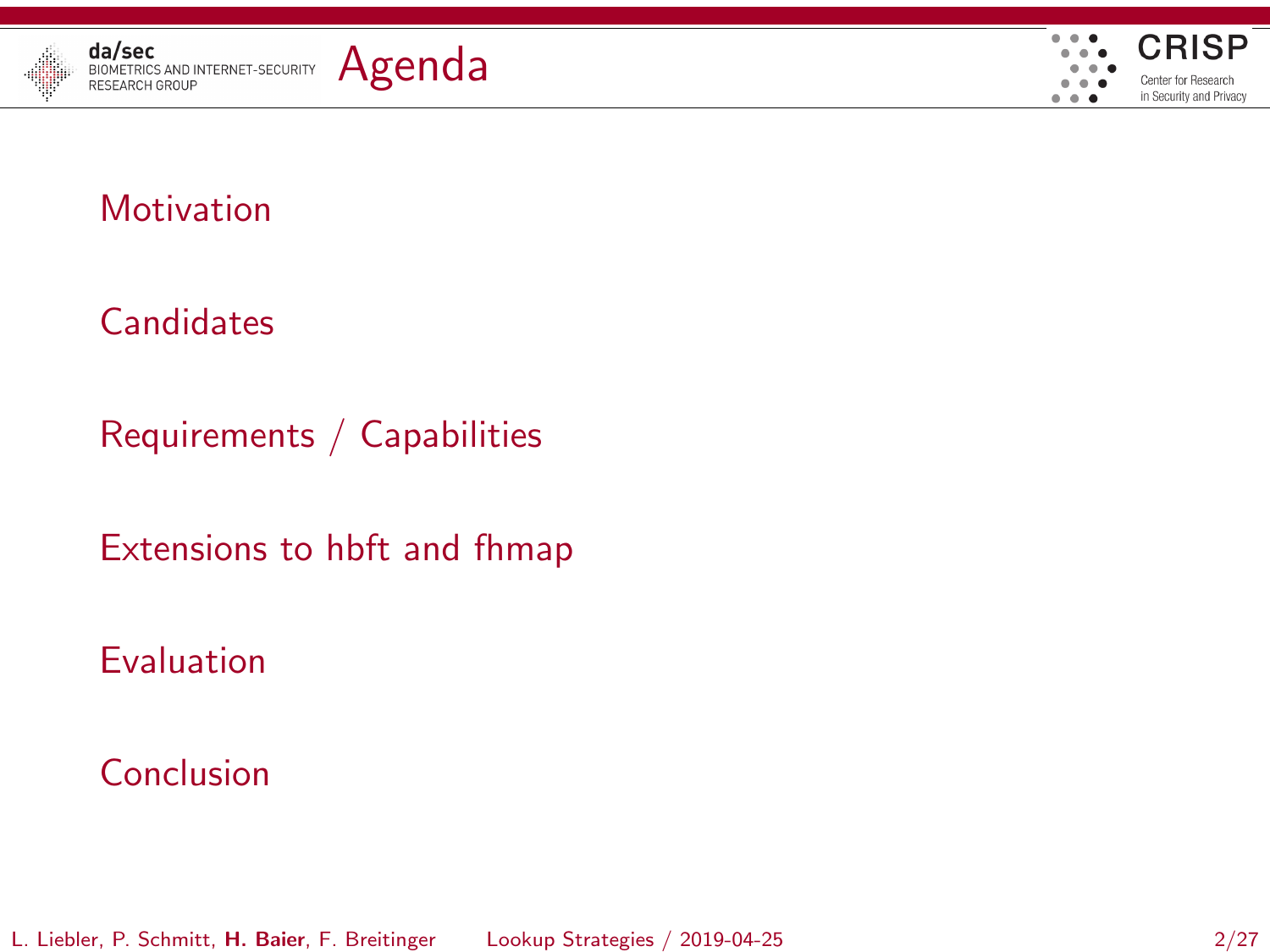# Agenda

- Motivation
- Candidates
- Requirements / Capabilities
- Extensions to hbft and fhmap
- Evaluation
- Conclusion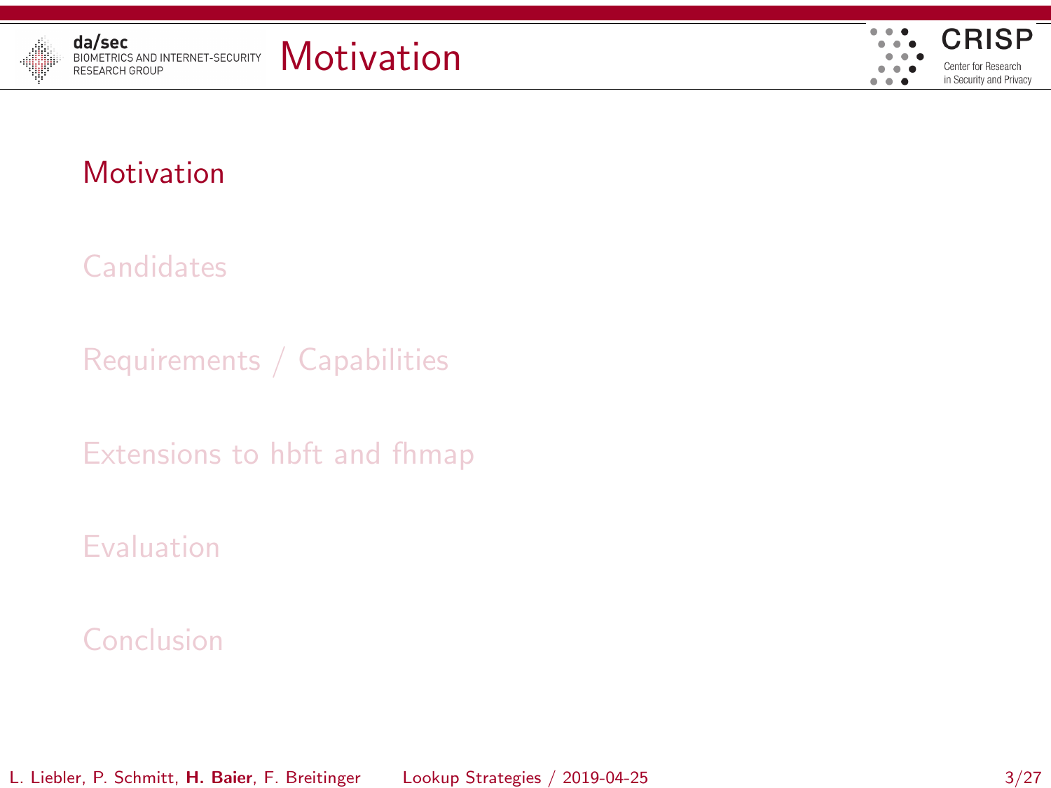# Motivation

- Motivation
- Candidates
- Requirements / Capabilities
- Extensions to hbft and fhmap
- Evaluation
- Conclusion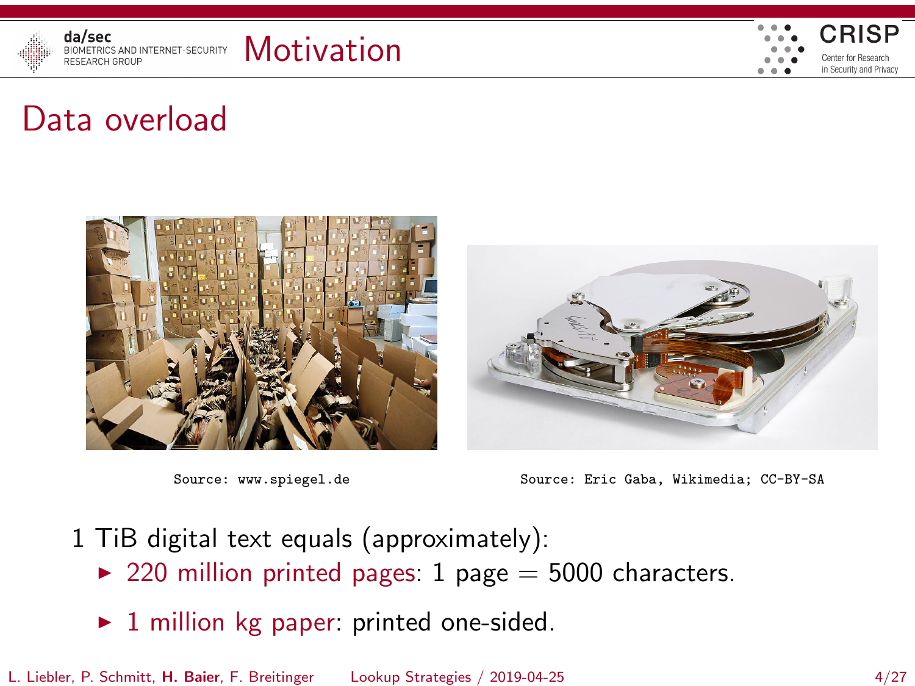# Motivation

## Data overload

Source: www.spiegel.de

Source: Eric Gaba, Wikimedia; CC-BY-SA

1 TiB digital text equals (approximately):

- 220 million printed pages: 1 page = 5000 characters.
- 1 million kg paper: printed one-sided.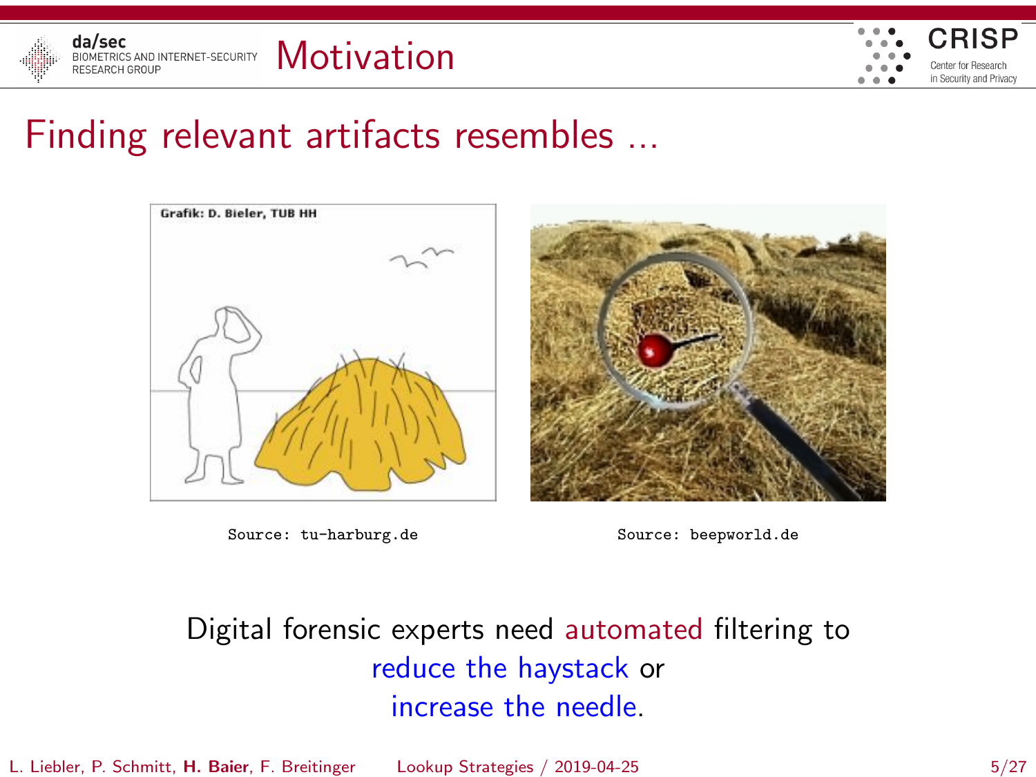# Motivation

## Finding relevant artifacts resembles ...

Source: tu-harburg.de

Source: beepworld.de

Digital forensic experts need automated filtering to reduce the haystack or increase the needle.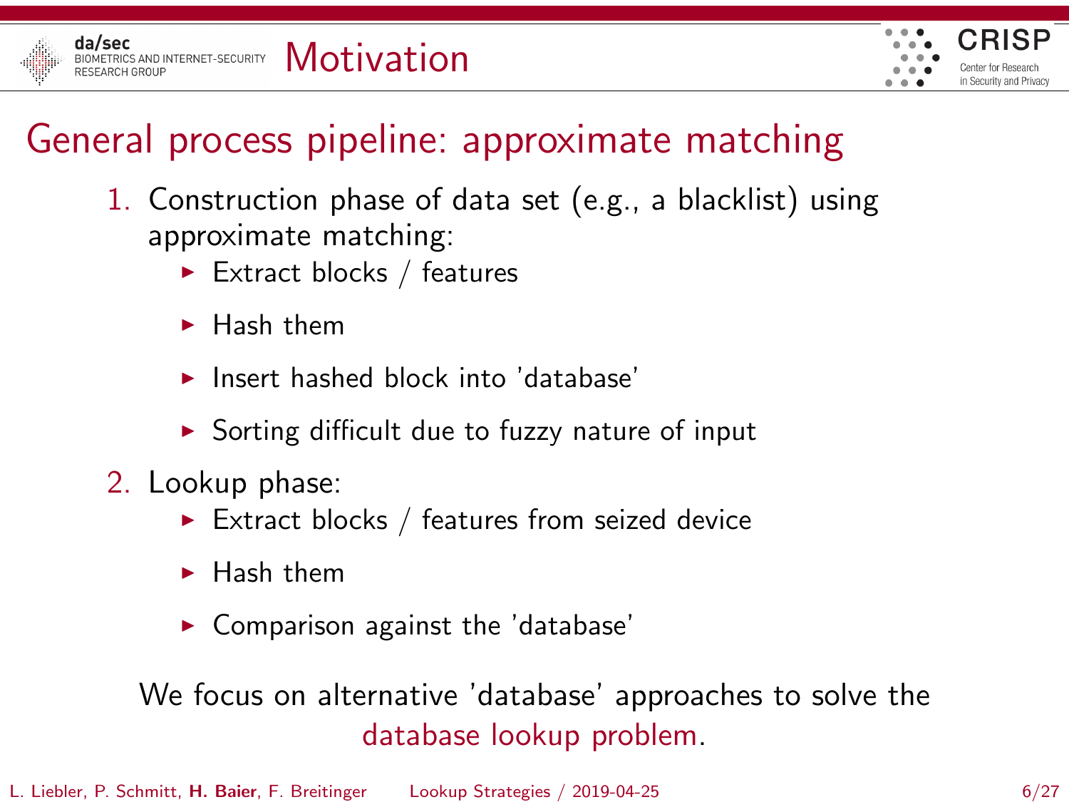# Motivation

## General process pipeline: approximate matching

1. Construction phase of data set (e.g., a blacklist) using approximate matching:
   - Extract blocks / features
   - Hash them
   - Insert hashed block into 'database'
   - Sorting difficult due to fuzzy nature of input
2. Lookup phase:
   - Extract blocks / features from seized device
   - Hash them
   - Comparison against the 'database'

We focus on alternative 'database' approaches to solve the database lookup problem.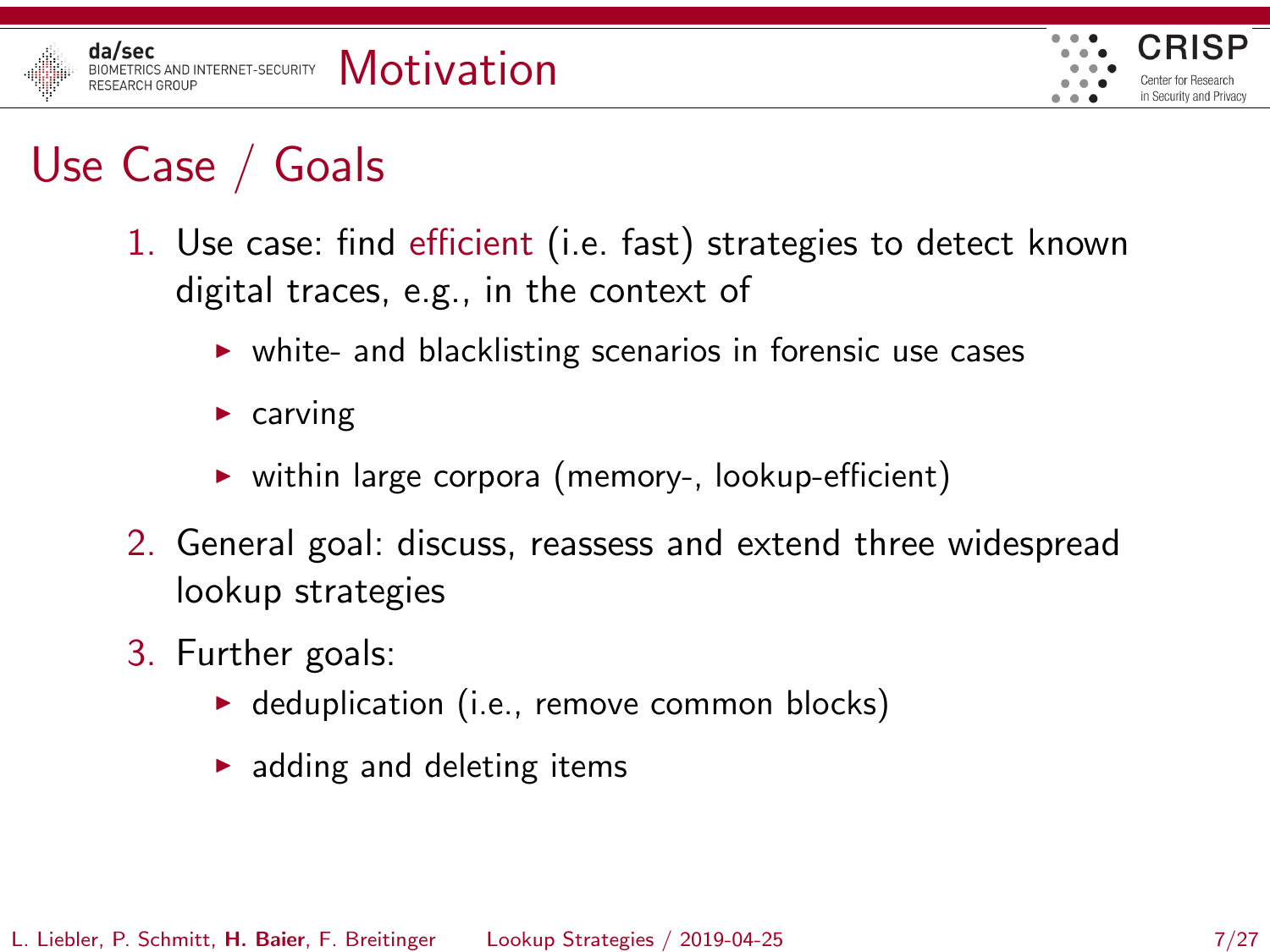# Motivation

## Use Case / Goals

1. Use case: find efficient (i.e. fast) strategies to detect known digital traces, e.g., in the context of
   - white- and blacklisting scenarios in forensic use cases
   - carving
   - within large corpora (memory-, lookup-efficient)
2. General goal: discuss, reassess and extend three widespread lookup strategies
3. Further goals:
   - deduplication (i.e., remove common blocks)
   - adding and deleting items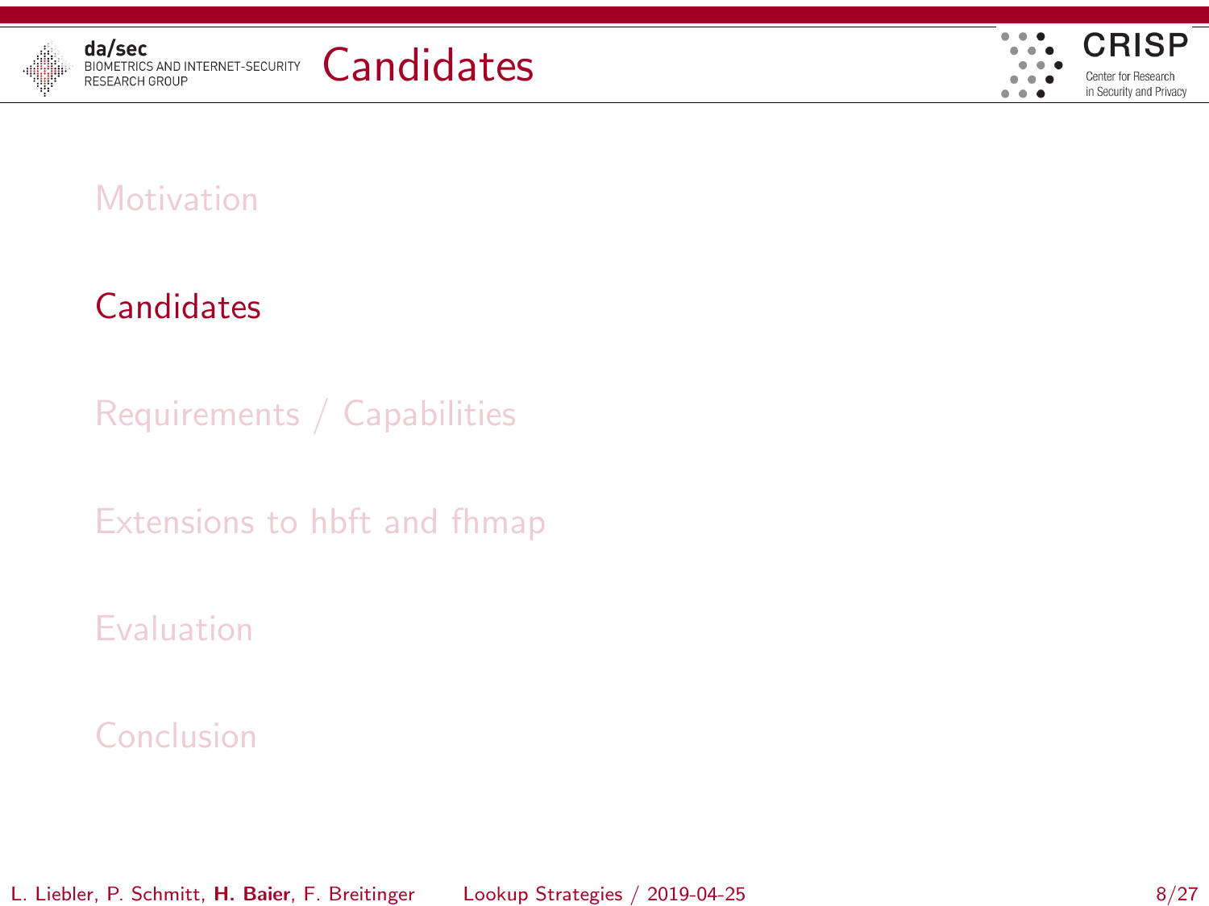# Candidates

- Motivation
- **Candidates**
- Requirements / Capabilities
- Extensions to hbft and fhmap
- Evaluation
- Conclusion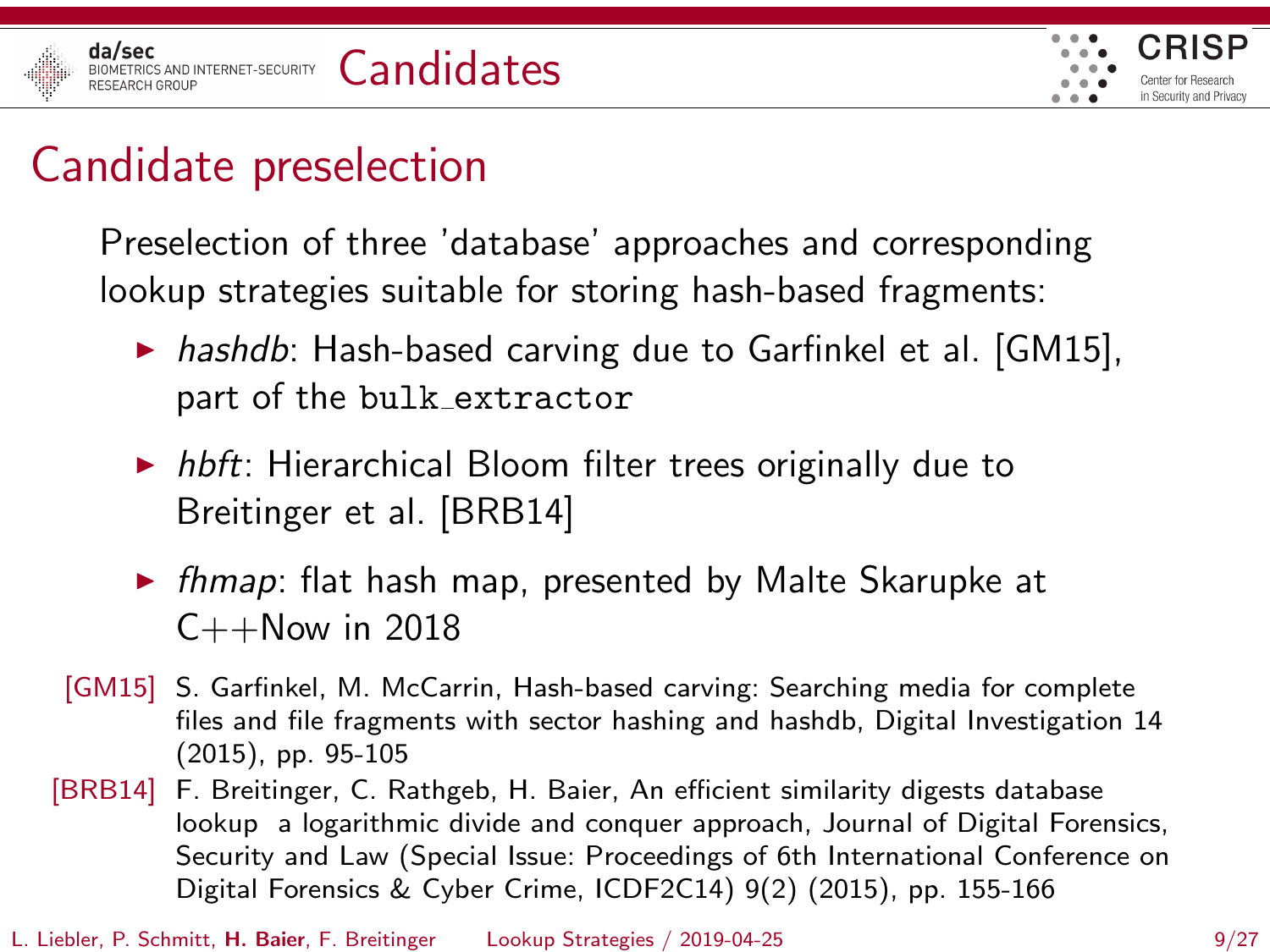# Candidates

## Candidate preselection

Preselection of three 'database' approaches and corresponding lookup strategies suitable for storing hash-based fragments:

- *hashdb*: Hash-based carving due to Garfinkel et al. [GM15], part of the `bulk_extractor`
- *hbft*: Hierarchical Bloom filter trees originally due to Breitinger et al. [BRB14]
- *fhmap*: flat hash map, presented by Malte Skarupke at C++Now in 2018

[GM15] S. Garfinkel, M. McCarrin, Hash-based carving: Searching media for complete files and file fragments with sector hashing and hashdb, Digital Investigation 14 (2015), pp. 95-105

[BRB14] F. Breitinger, C. Rathgeb, H. Baier, An efficient similarity digests database lookup a logarithmic divide and conquer approach, Journal of Digital Forensics, Security and Law (Special Issue: Proceedings of 6th International Conference on Digital Forensics & Cyber Crime, ICDF2C14) 9(2) (2015), pp. 155-166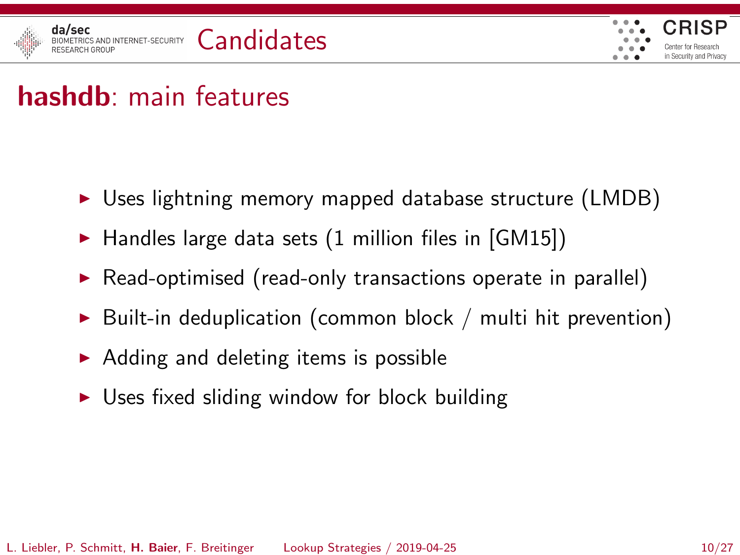# Candidates

## **hashdb**: main features

- Uses lightning memory mapped database structure (LMDB)
- Handles large data sets (1 million files in [GM15])
- Read-optimised (read-only transactions operate in parallel)
- Built-in deduplication (common block / multi hit prevention)
- Adding and deleting items is possible
- Uses fixed sliding window for block building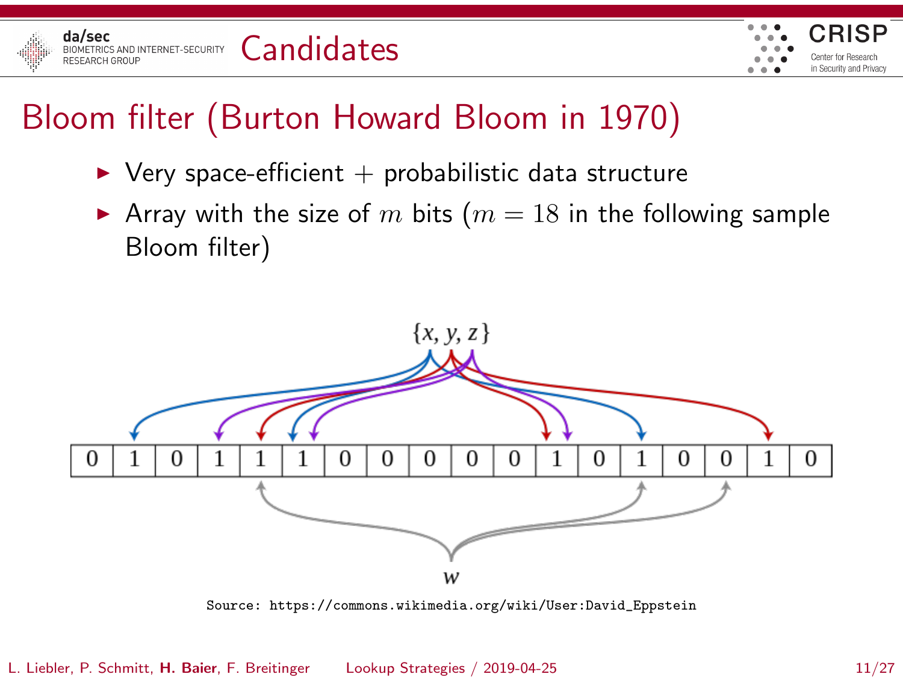# Candidates

## Bloom filter (Burton Howard Bloom in 1970)

- Very space-efficient + probabilistic data structure
- Array with the size of $m$ bits ($m = 18$ in the following sample Bloom filter)

{x, y, z}

| 0 | 1 | 0 | 1 | 1 | 1 | 0 | 0 | 0 | 0 | 0 | 1 | 0 | 1 | 0 | 0 | 1 | 0 |
|---|---|---|---|---|---|---|---|---|---|---|---|---|---|---|---|---|---|

w

Source: https://commons.wikimedia.org/wiki/User:David_Eppstein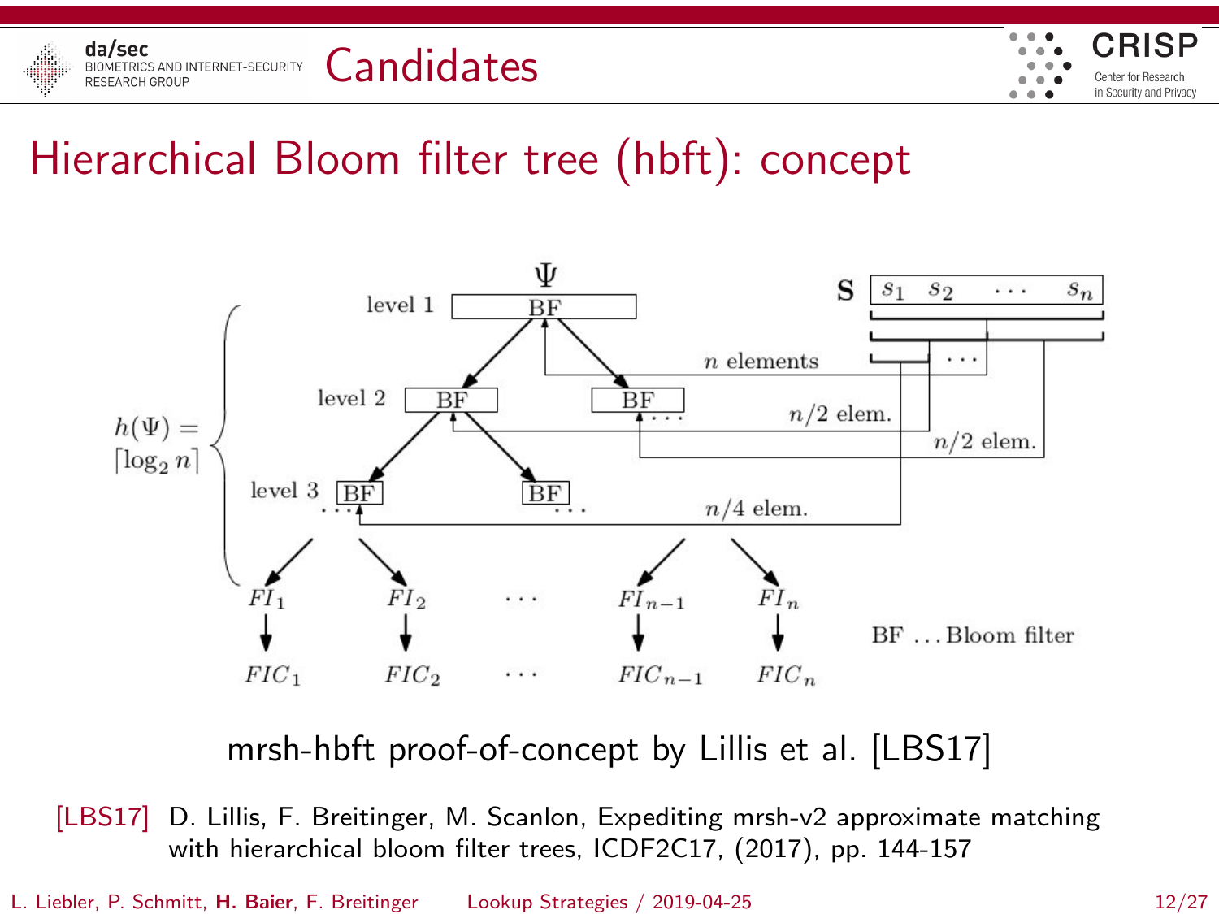# Candidates

## Hierarchical Bloom filter tree (hbft): concept

mrsh-hbft proof-of-concept by Lillis et al. [LBS17]

[LBS17] D. Lillis, F. Breitinger, M. Scanlon, Expediting mrsh-v2 approximate matching with hierarchical bloom filter trees, ICDF2C17, (2017), pp. 144-157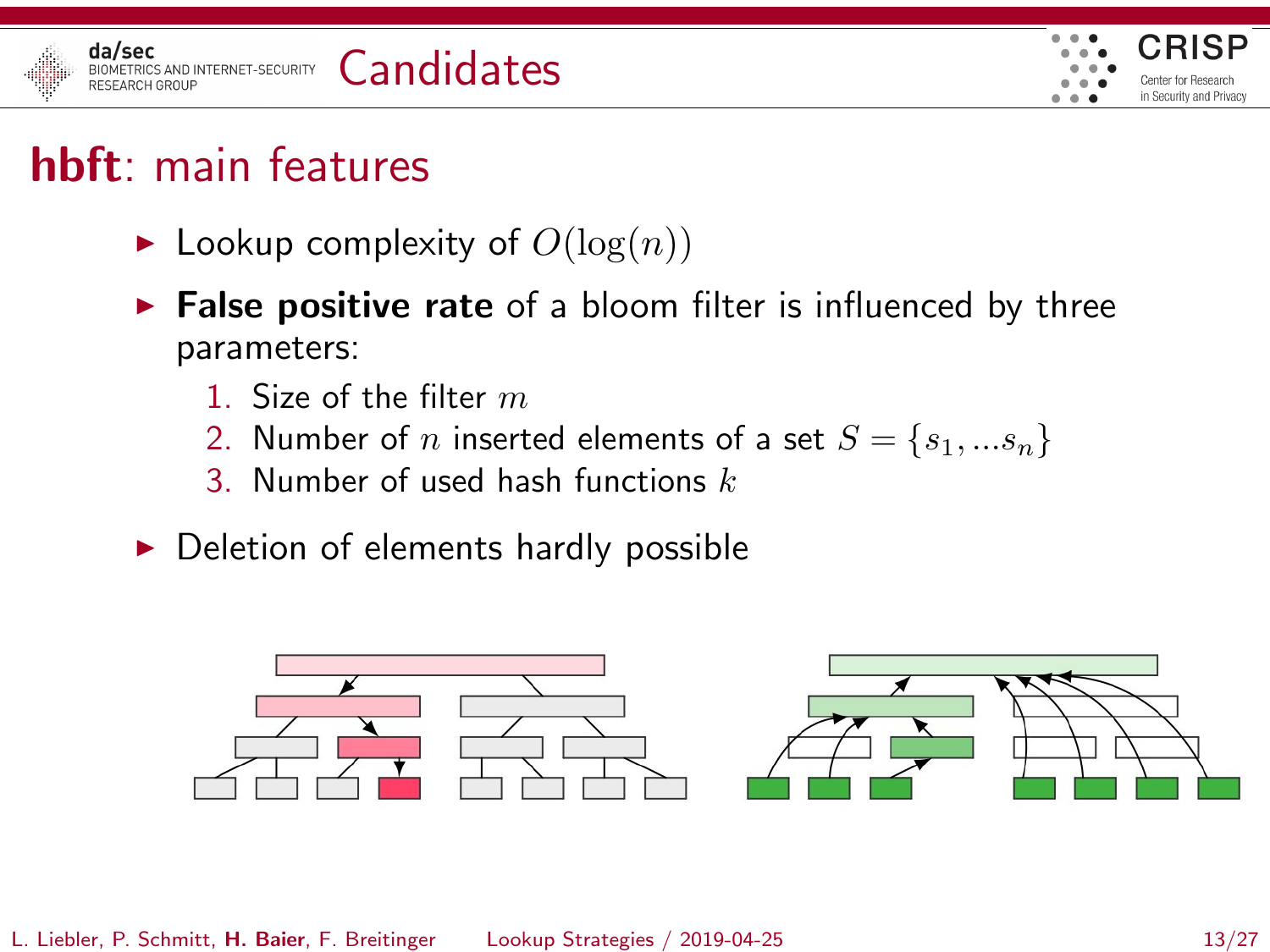# Candidates

## **hbft**: main features

- Lookup complexity of $O(\log(n))$
- **False positive rate** of a bloom filter is influenced by three parameters:
  1. Size of the filter $m$
  2. Number of $n$ inserted elements of a set $S = \{s_1, ...s_n\}$
  3. Number of used hash functions $k$
- Deletion of elements hardly possible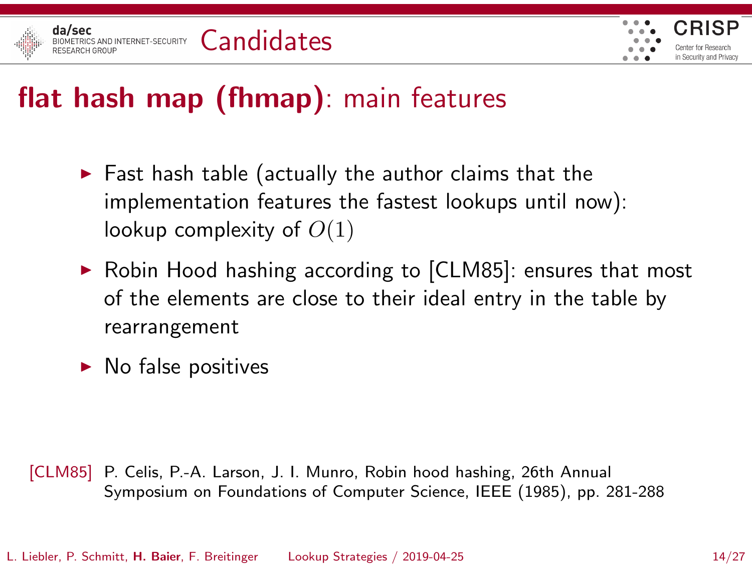# Candidates

## **flat hash map (fhmap)**: main features

- Fast hash table (actually the author claims that the implementation features the fastest lookups until now): lookup complexity of $O(1)$
- Robin Hood hashing according to [CLM85]: ensures that most of the elements are close to their ideal entry in the table by rearrangement
- No false positives

[CLM85] P. Celis, P.-A. Larson, J. I. Munro, Robin hood hashing, 26th Annual Symposium on Foundations of Computer Science, IEEE (1985), pp. 281-288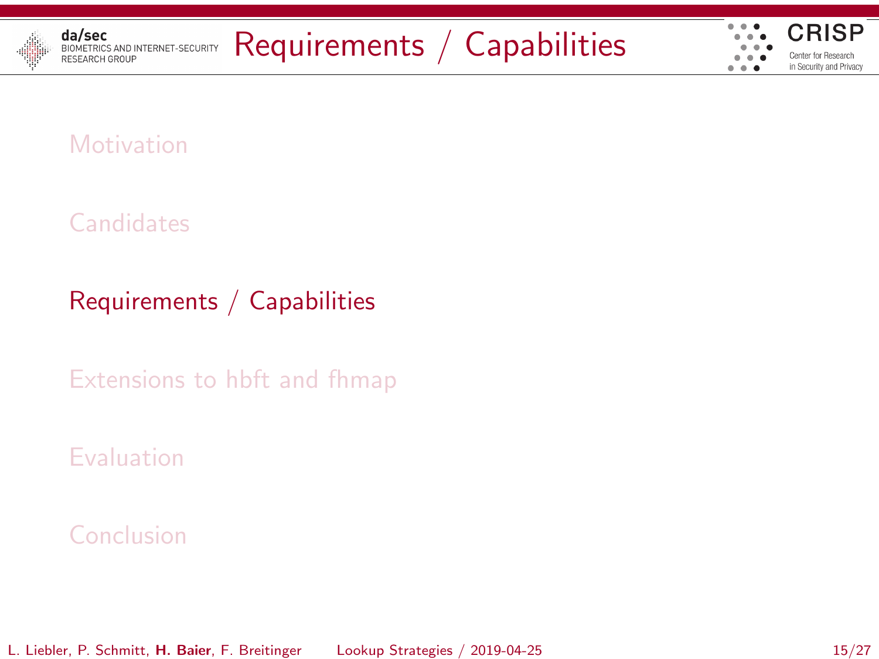# Requirements / Capabilities

- Motivation
- Candidates
- **Requirements / Capabilities**
- Extensions to hbft and fhmap
- Evaluation
- Conclusion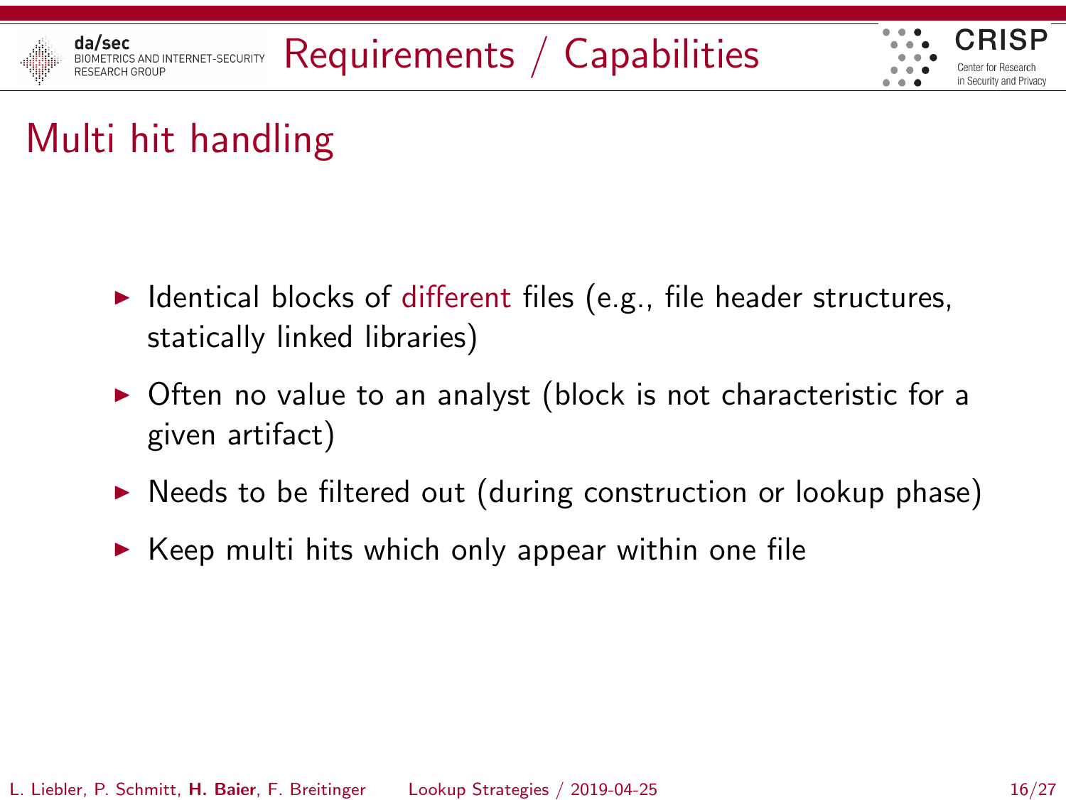# Requirements / Capabilities

## Multi hit handling

- Identical blocks of different files (e.g., file header structures, statically linked libraries)
- Often no value to an analyst (block is not characteristic for a given artifact)
- Needs to be filtered out (during construction or lookup phase)
- Keep multi hits which only appear within one file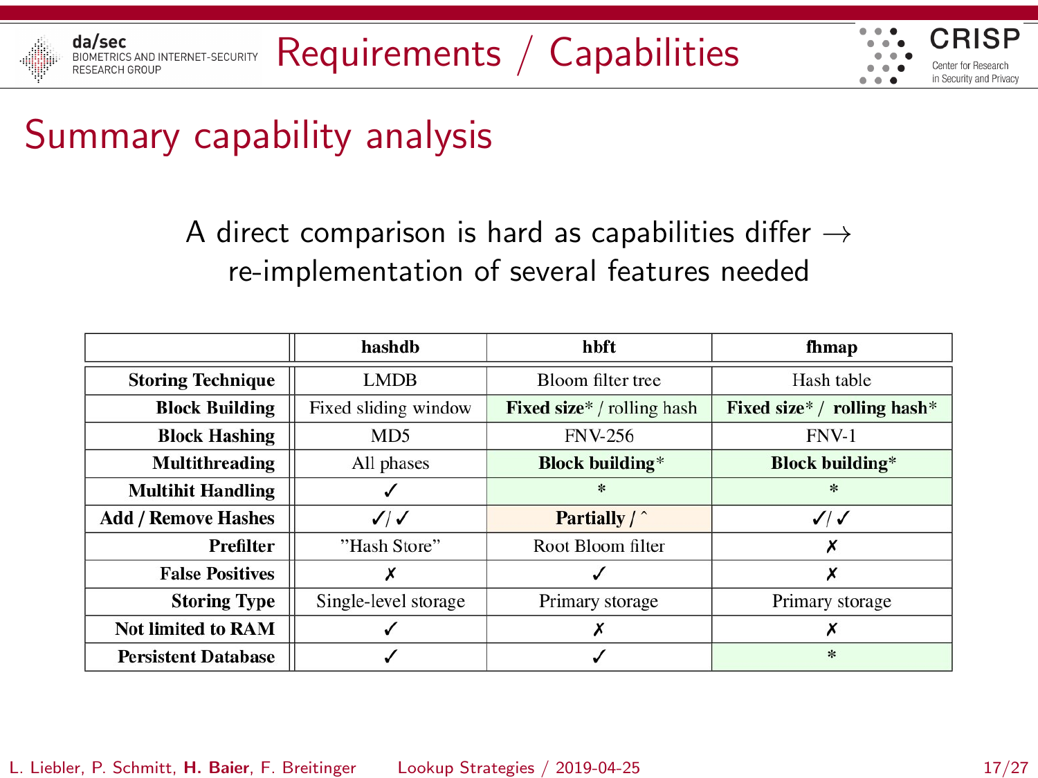# Requirements / Capabilities

## Summary capability analysis

A direct comparison is hard as capabilities differ → re-implementation of several features needed

| | **hashdb** | **hbft** | **fhmap** |
|---|---|---|---|
| **Storing Technique** | LMDB | Bloom filter tree | Hash table |
| **Block Building** | Fixed sliding window | **Fixed size*** / rolling hash | **Fixed size*** / **rolling hash*** |
| **Block Hashing** | MD5 | FNV-256 | FNV-1 |
| **Multithreading** | All phases | **Block building*** | **Block building*** |
| **Multihit Handling** | ✓ | * | * |
| **Add / Remove Hashes** | ✓/ ✓ | **Partially / ˆ** | ✓/ ✓ |
| **Prefilter** | "Hash Store" | Root Bloom filter | ✗ |
| **False Positives** | ✗ | ✓ | ✗ |
| **Storing Type** | Single-level storage | Primary storage | Primary storage |
| **Not limited to RAM** | ✓ | ✗ | ✗ |
| **Persistent Database** | ✓ | ✓ | * |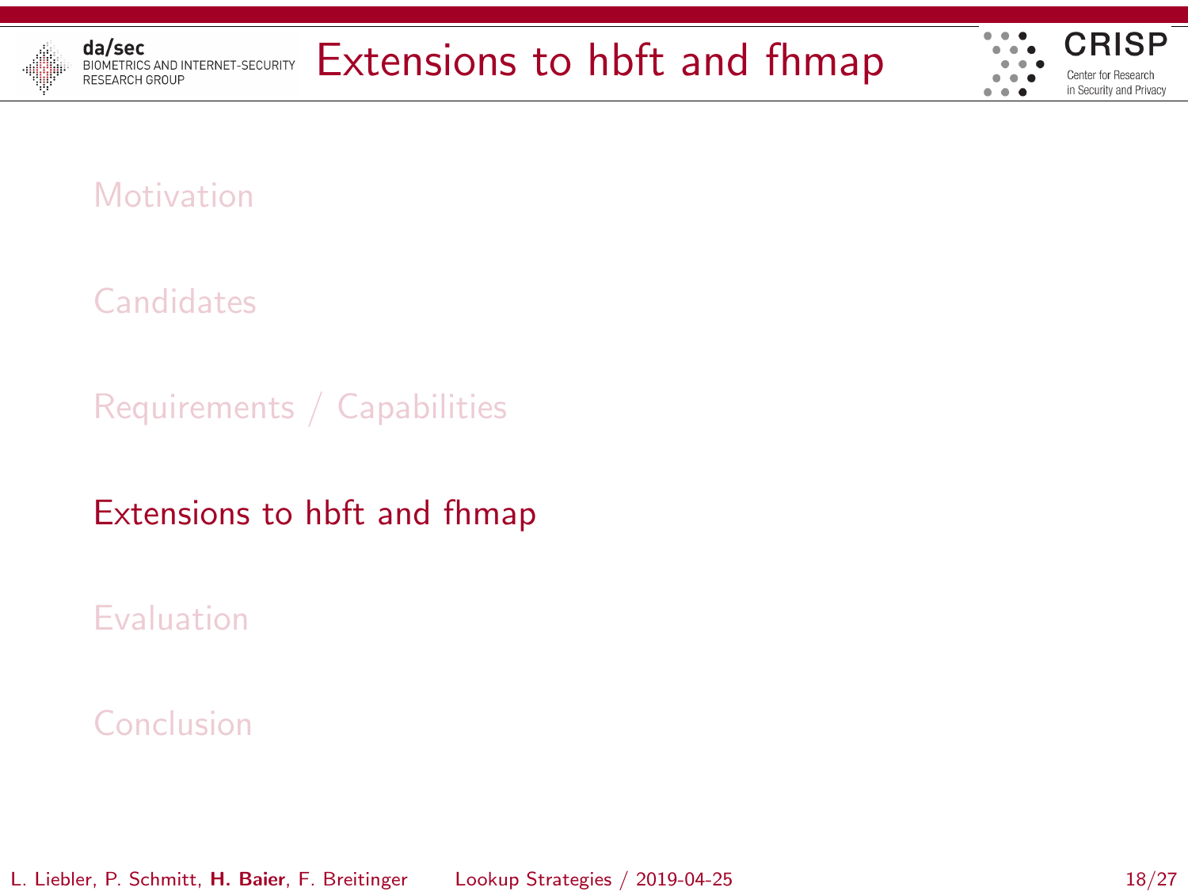# Extensions to hbft and fhmap

- Motivation
- Candidates
- Requirements / Capabilities
- **Extensions to hbft and fhmap**
- Evaluation
- Conclusion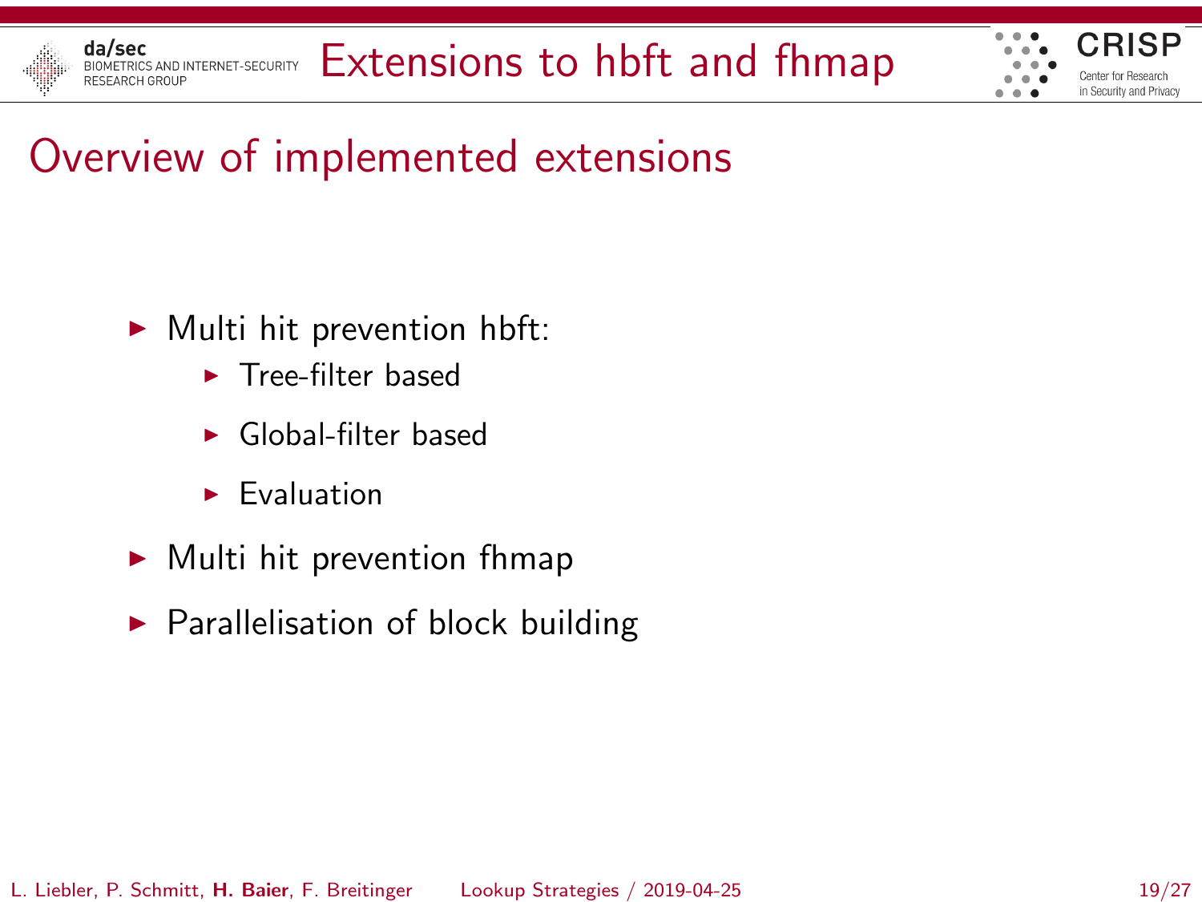# Extensions to hbft and fhmap

## Overview of implemented extensions

- Multi hit prevention hbft:
  - Tree-filter based
  - Global-filter based
  - Evaluation
- Multi hit prevention fhmap
- Parallelisation of block building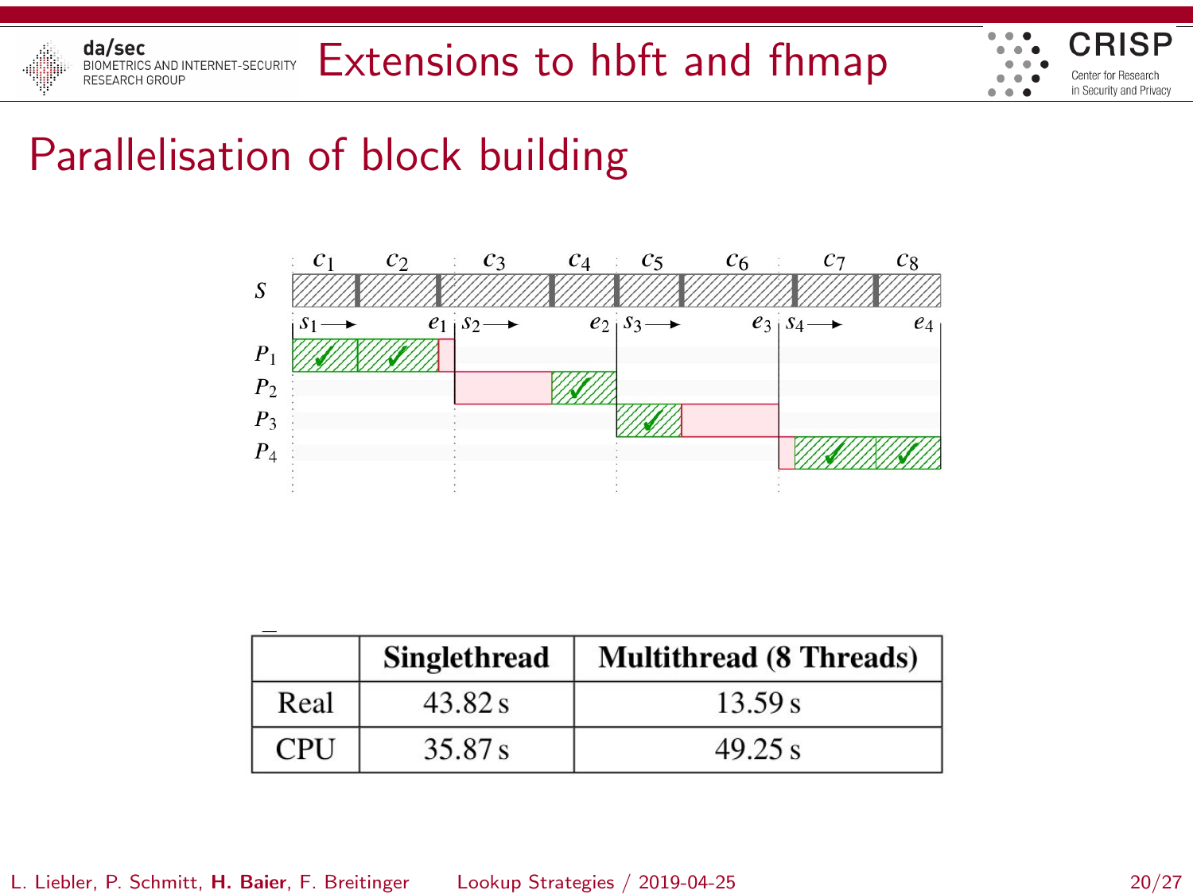# Extensions to hbft and fhmap

## Parallelisation of block building

| | Singlethread | Multithread (8 Threads) |
|---|---|---|
| Real | 43.82 s | 13.59 s |
| CPU | 35.87 s | 49.25 s |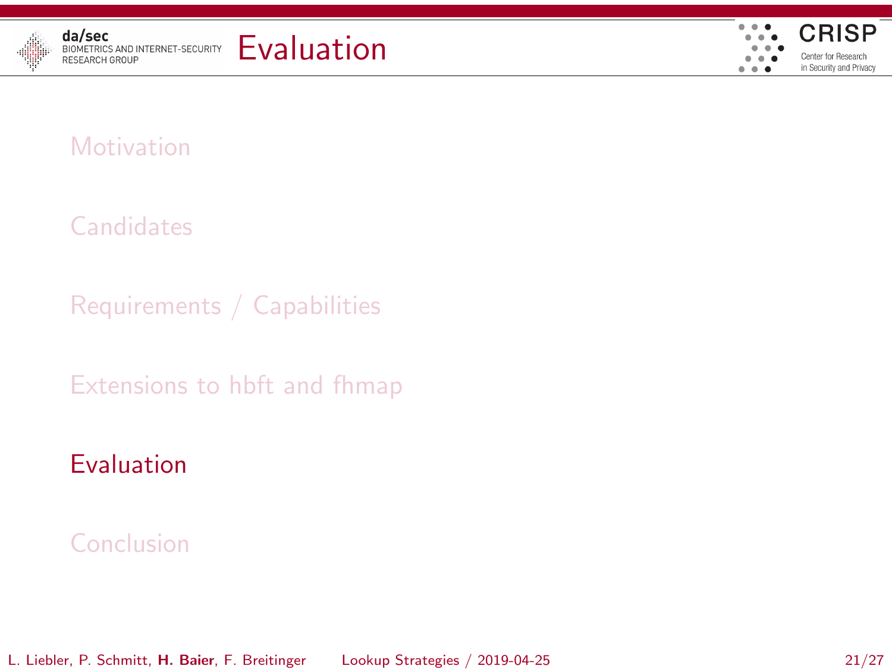# Evaluation

Motivation

Candidates

Requirements / Capabilities

Extensions to hbft and fhmap

**Evaluation**

Conclusion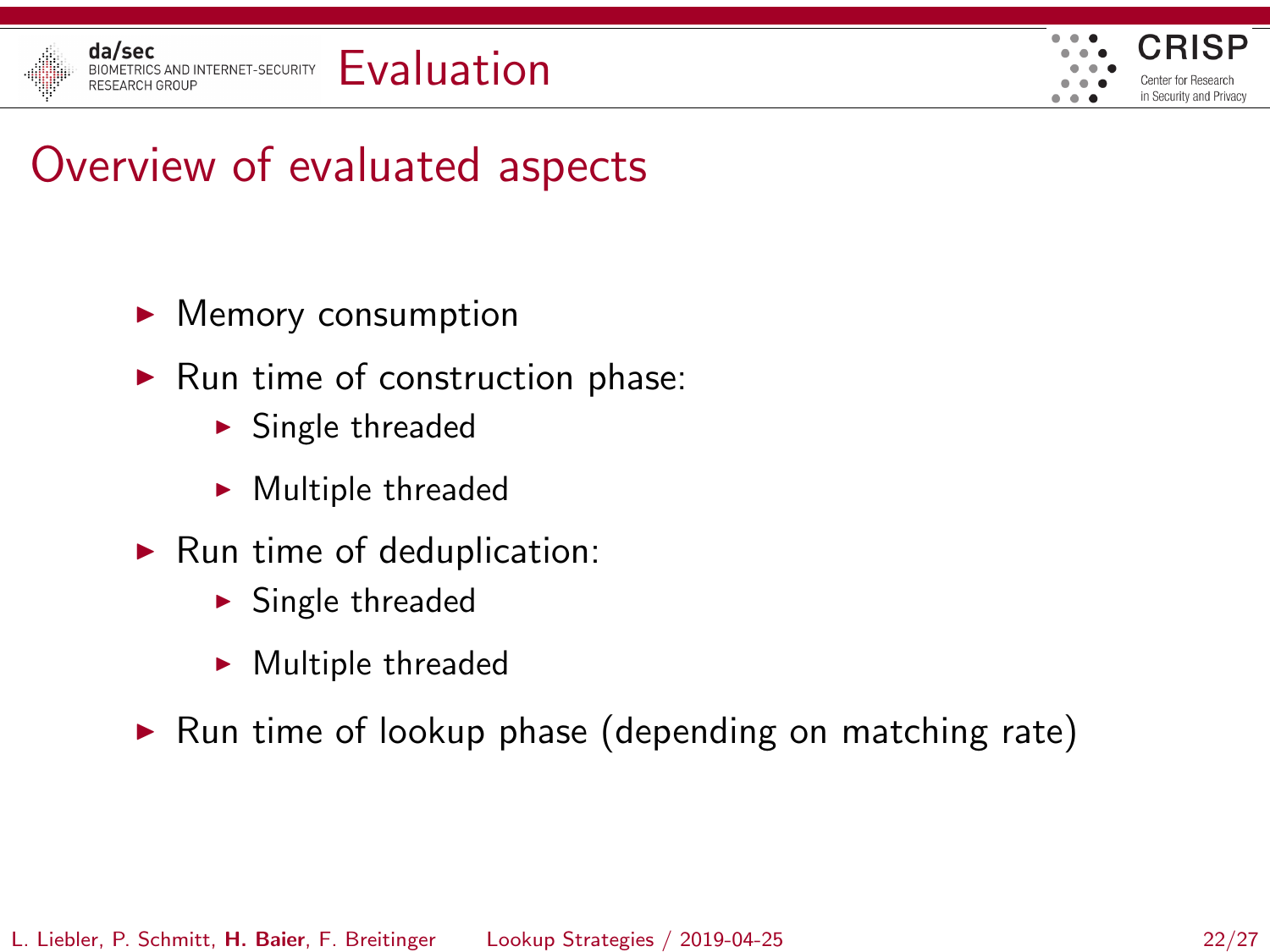# Evaluation

## Overview of evaluated aspects

- Memory consumption
- Run time of construction phase:
  - Single threaded
  - Multiple threaded
- Run time of deduplication:
  - Single threaded
  - Multiple threaded
- Run time of lookup phase (depending on matching rate)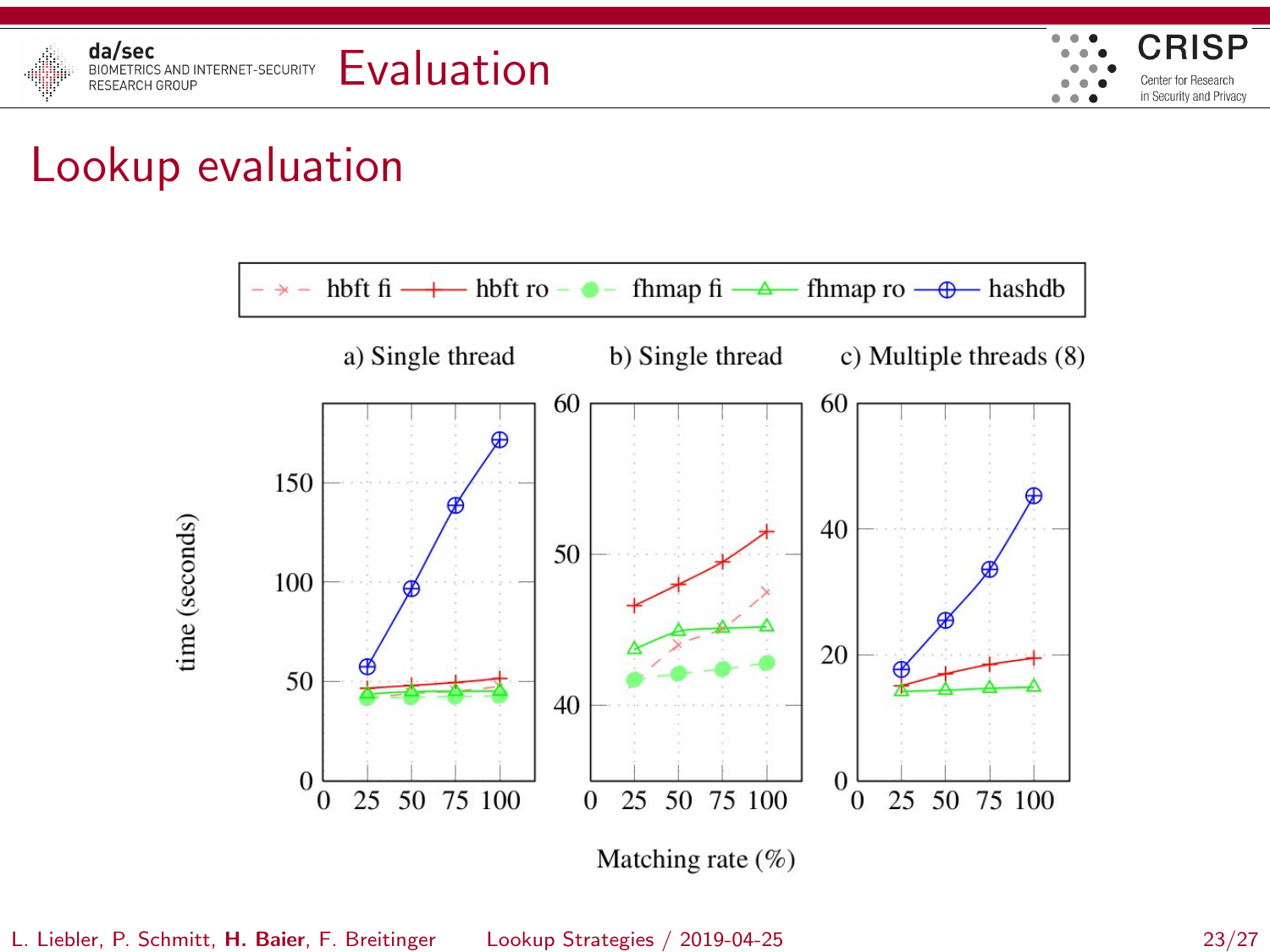# Evaluation

## Lookup evaluation

hbft fi — hbft ro — fhmap fi — fhmap ro — hashdb

a) Single thread | b) Single thread | c) Multiple threads (8)

time (seconds)

Matching rate (%)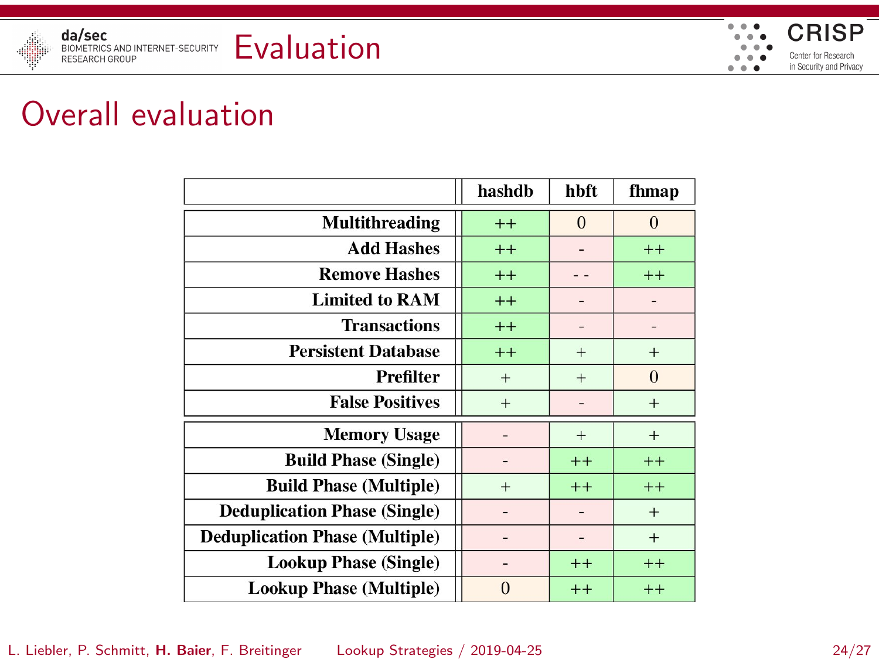# Evaluation

## Overall evaluation

| | hashdb | hbft | fhmap |
|---|---|---|---|
| **Multithreading** | ++ | 0 | 0 |
| **Add Hashes** | ++ | - | ++ |
| **Remove Hashes** | ++ | - - | ++ |
| **Limited to RAM** | ++ | - | - |
| **Transactions** | ++ | - | - |
| **Persistent Database** | ++ | + | + |
| **Prefilter** | + | + | 0 |
| **False Positives** | + | - | + |
| **Memory Usage** | - | + | + |
| **Build Phase (Single)** | - | ++ | ++ |
| **Build Phase (Multiple)** | + | ++ | ++ |
| **Deduplication Phase (Single)** | - | - | + |
| **Deduplication Phase (Multiple)** | - | - | + |
| **Lookup Phase (Single)** | - | ++ | ++ |
| **Lookup Phase (Multiple)** | 0 | ++ | ++ |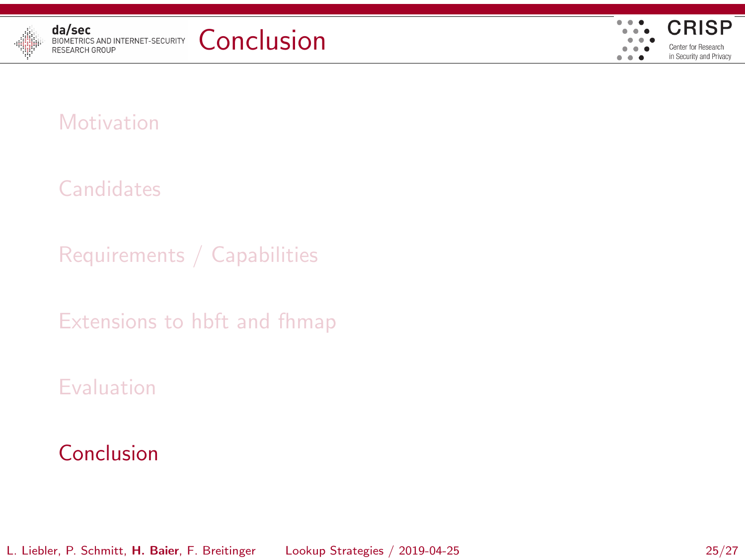# Conclusion

Motivation

Candidates

Requirements / Capabilities

Extensions to hbft and fhmap

Evaluation

Conclusion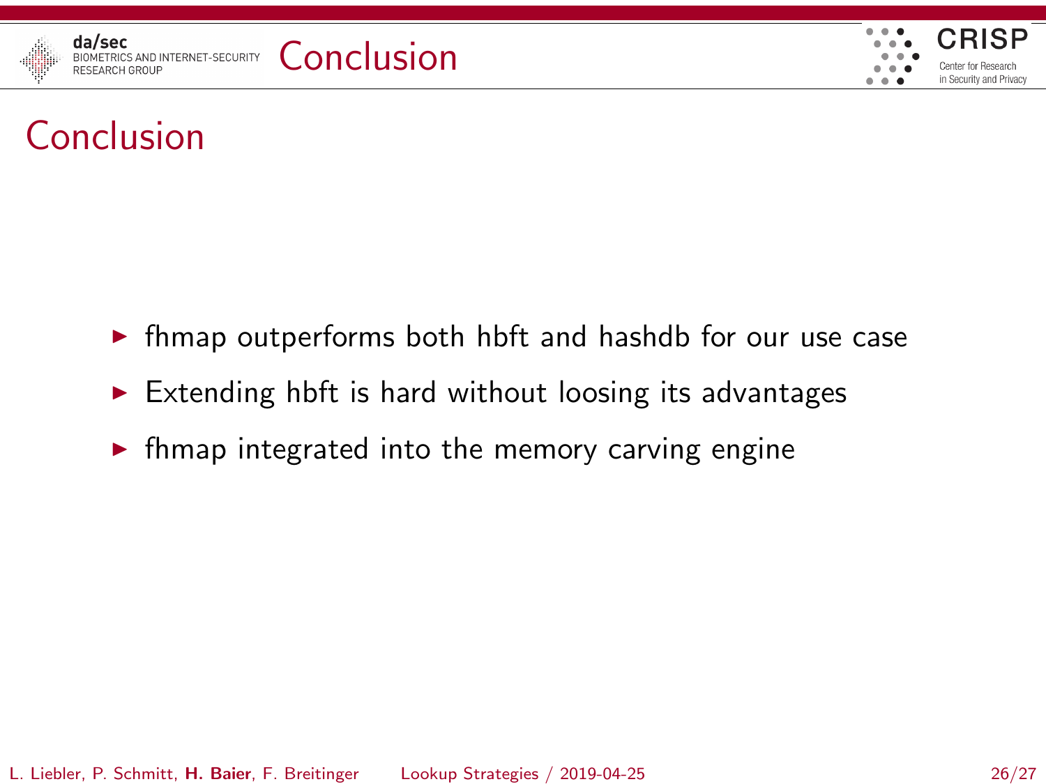# Conclusion

- fhmap outperforms both hbft and hashdb for our use case
- Extending hbft is hard without loosing its advantages
- fhmap integrated into the memory carving engine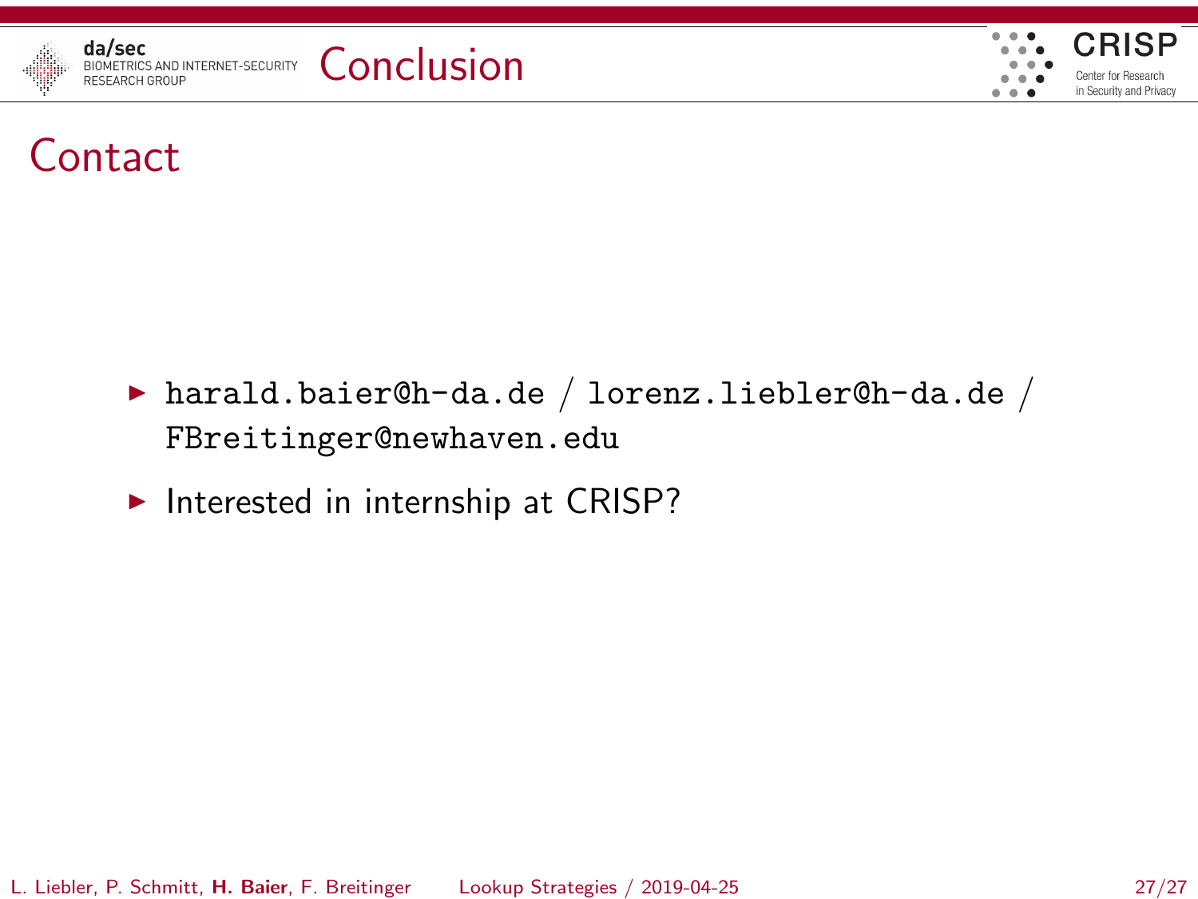# Conclusion

## Contact

- harald.baier@h-da.de / lorenz.liebler@h-da.de / FBreitinger@newhaven.edu
- Interested in internship at CRISP?